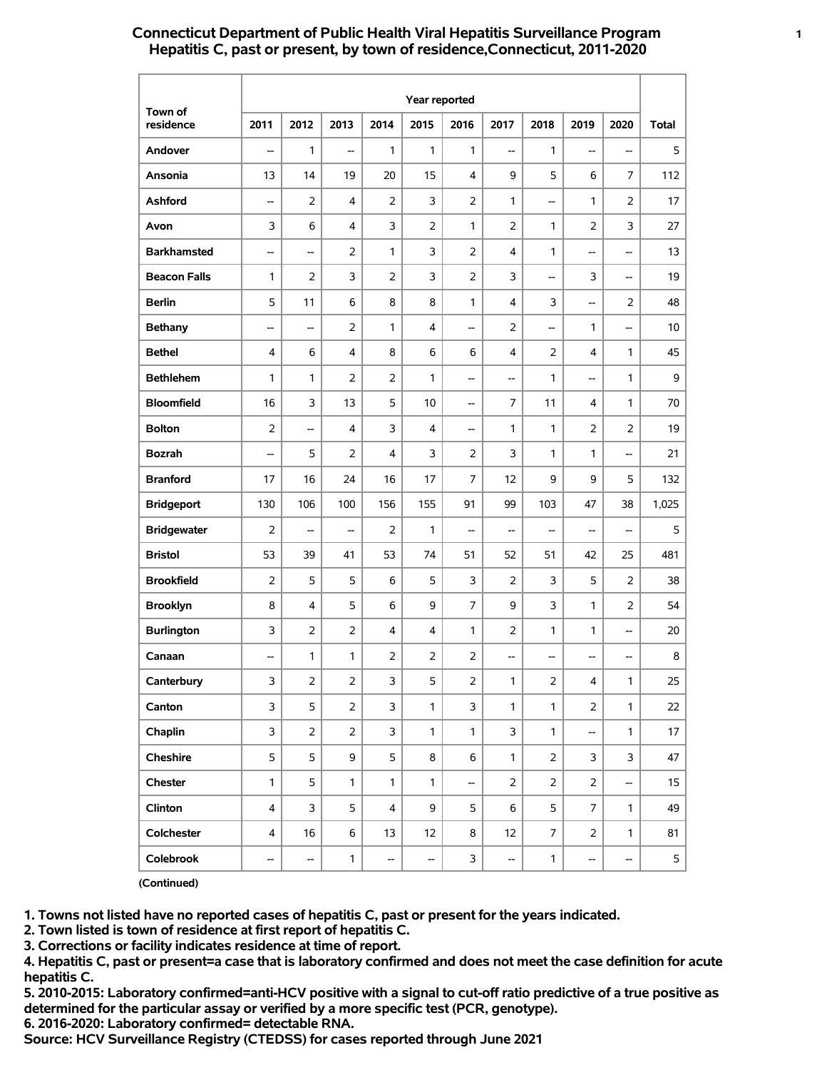# Connecticut Department of Public Health Viral Hepatitis Surveillance Program
## Hepatitis C, past or present, by town of residence,Connecticut, 2011-2020

| Town of residence | Year reported | | | | | | | | | | Total |
|---|---|---|---|---|---|---|---|---|---|---|---|
| | 2011 | 2012 | 2013 | 2014 | 2015 | 2016 | 2017 | 2018 | 2019 | 2020 | |
| **Andover** | -- | 1 | -- | 1 | 1 | 1 | -- | 1 | -- | -- | 5 |
| **Ansonia** | 13 | 14 | 19 | 20 | 15 | 4 | 9 | 5 | 6 | 7 | 112 |
| **Ashford** | -- | 2 | 4 | 2 | 3 | 2 | 1 | -- | 1 | 2 | 17 |
| **Avon** | 3 | 6 | 4 | 3 | 2 | 1 | 2 | 1 | 2 | 3 | 27 |
| **Barkhamsted** | -- | -- | 2 | 1 | 3 | 2 | 4 | 1 | -- | -- | 13 |
| **Beacon Falls** | 1 | 2 | 3 | 2 | 3 | 2 | 3 | -- | 3 | -- | 19 |
| **Berlin** | 5 | 11 | 6 | 8 | 8 | 1 | 4 | 3 | -- | 2 | 48 |
| **Bethany** | -- | -- | 2 | 1 | 4 | -- | 2 | -- | 1 | -- | 10 |
| **Bethel** | 4 | 6 | 4 | 8 | 6 | 6 | 4 | 2 | 4 | 1 | 45 |
| **Bethlehem** | 1 | 1 | 2 | 2 | 1 | -- | -- | 1 | -- | 1 | 9 |
| **Bloomfield** | 16 | 3 | 13 | 5 | 10 | -- | 7 | 11 | 4 | 1 | 70 |
| **Bolton** | 2 | -- | 4 | 3 | 4 | -- | 1 | 1 | 2 | 2 | 19 |
| **Bozrah** | -- | 5 | 2 | 4 | 3 | 2 | 3 | 1 | 1 | -- | 21 |
| **Branford** | 17 | 16 | 24 | 16 | 17 | 7 | 12 | 9 | 9 | 5 | 132 |
| **Bridgeport** | 130 | 106 | 100 | 156 | 155 | 91 | 99 | 103 | 47 | 38 | 1,025 |
| **Bridgewater** | 2 | -- | -- | 2 | 1 | -- | -- | -- | -- | -- | 5 |
| **Bristol** | 53 | 39 | 41 | 53 | 74 | 51 | 52 | 51 | 42 | 25 | 481 |
| **Brookfield** | 2 | 5 | 5 | 6 | 5 | 3 | 2 | 3 | 5 | 2 | 38 |
| **Brooklyn** | 8 | 4 | 5 | 6 | 9 | 7 | 9 | 3 | 1 | 2 | 54 |
| **Burlington** | 3 | 2 | 2 | 4 | 4 | 1 | 2 | 1 | 1 | -- | 20 |
| **Canaan** | -- | 1 | 1 | 2 | 2 | 2 | -- | -- | -- | -- | 8 |
| **Canterbury** | 3 | 2 | 2 | 3 | 5 | 2 | 1 | 2 | 4 | 1 | 25 |
| **Canton** | 3 | 5 | 2 | 3 | 1 | 3 | 1 | 1 | 2 | 1 | 22 |
| **Chaplin** | 3 | 2 | 2 | 3 | 1 | 1 | 3 | 1 | -- | 1 | 17 |
| **Cheshire** | 5 | 5 | 9 | 5 | 8 | 6 | 1 | 2 | 3 | 3 | 47 |
| **Chester** | 1 | 5 | 1 | 1 | 1 | -- | 2 | 2 | 2 | -- | 15 |
| **Clinton** | 4 | 3 | 5 | 4 | 9 | 5 | 6 | 5 | 7 | 1 | 49 |
| **Colchester** | 4 | 16 | 6 | 13 | 12 | 8 | 12 | 7 | 2 | 1 | 81 |
| **Colebrook** | -- | -- | 1 | -- | -- | 3 | -- | 1 | -- | -- | 5 |

(Continued)

**1. Towns not listed have no reported cases of hepatitis C, past or present for the years indicated.**
**2. Town listed is town of residence at first report of hepatitis C.**
**3. Corrections or facility indicates residence at time of report.**
**4. Hepatitis C, past or present=a case that is laboratory confirmed and does not meet the case definition for acute hepatitis C.**
**5. 2010-2015: Laboratory confirmed=anti-HCV positive with a signal to cut-off ratio predictive of a true positive as determined for the particular assay or verified by a more specific test (PCR, genotype).**
**6. 2016-2020: Laboratory confirmed= detectable RNA.**
**Source: HCV Surveillance Registry (CTEDSS) for cases reported through June 2021**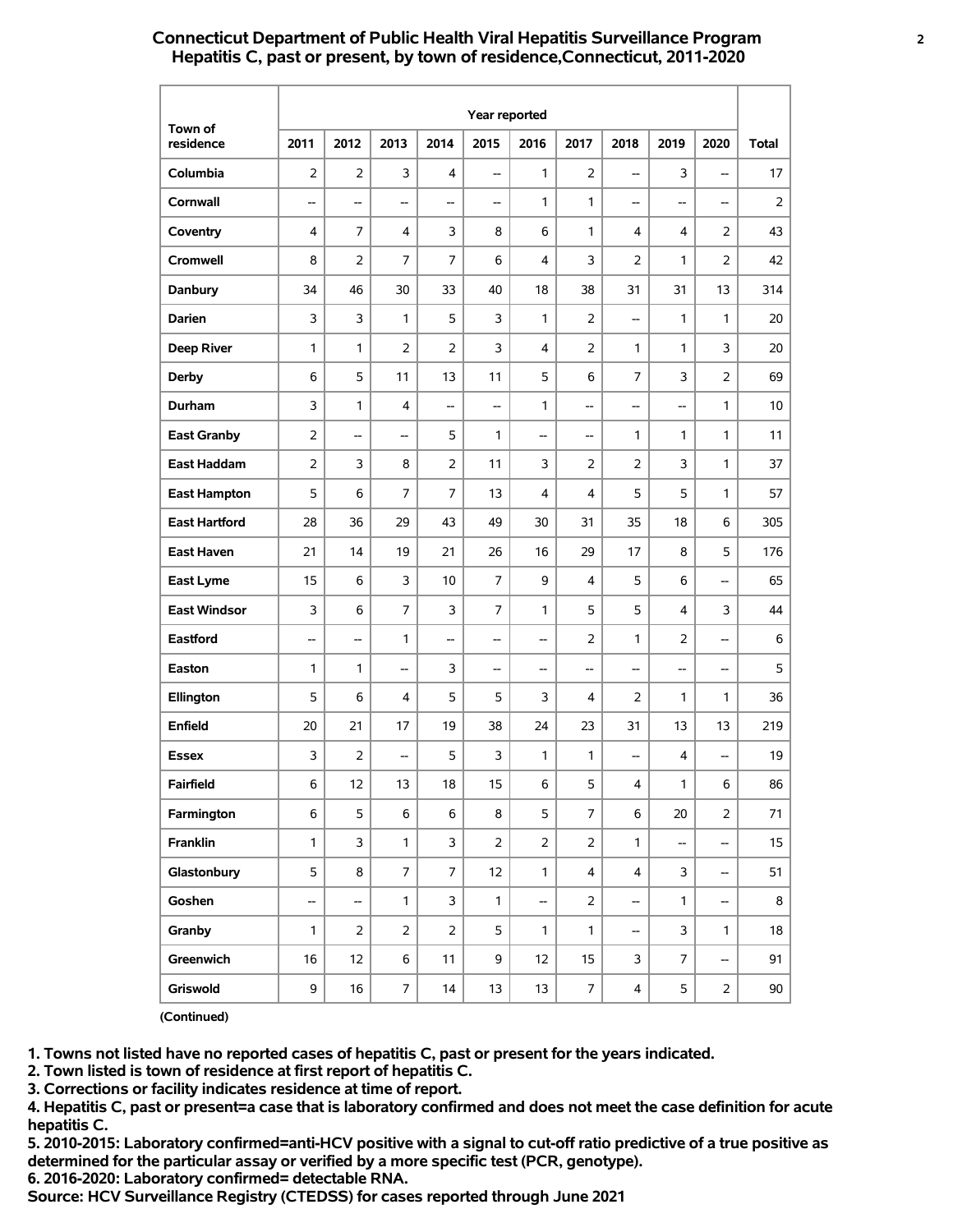## Connecticut Department of Public Health Viral Hepatitis Surveillance Program
## Hepatitis C, past or present, by town of residence,Connecticut, 2011-2020

| Town of residence | Year reported | | | | | | | | | | Total |
|---|---|---|---|---|---|---|---|---|---|---|---|
| | 2011 | 2012 | 2013 | 2014 | 2015 | 2016 | 2017 | 2018 | 2019 | 2020 | |
| Columbia | 2 | 2 | 3 | 4 | -- | 1 | 2 | -- | 3 | -- | 17 |
| Cornwall | -- | -- | -- | -- | -- | 1 | 1 | -- | -- | -- | 2 |
| Coventry | 4 | 7 | 4 | 3 | 8 | 6 | 1 | 4 | 4 | 2 | 43 |
| Cromwell | 8 | 2 | 7 | 7 | 6 | 4 | 3 | 2 | 1 | 2 | 42 |
| Danbury | 34 | 46 | 30 | 33 | 40 | 18 | 38 | 31 | 31 | 13 | 314 |
| Darien | 3 | 3 | 1 | 5 | 3 | 1 | 2 | -- | 1 | 1 | 20 |
| Deep River | 1 | 1 | 2 | 2 | 3 | 4 | 2 | 1 | 1 | 3 | 20 |
| Derby | 6 | 5 | 11 | 13 | 11 | 5 | 6 | 7 | 3 | 2 | 69 |
| Durham | 3 | 1 | 4 | -- | -- | 1 | -- | -- | -- | 1 | 10 |
| East Granby | 2 | -- | -- | 5 | 1 | -- | -- | 1 | 1 | 1 | 11 |
| East Haddam | 2 | 3 | 8 | 2 | 11 | 3 | 2 | 2 | 3 | 1 | 37 |
| East Hampton | 5 | 6 | 7 | 7 | 13 | 4 | 4 | 5 | 5 | 1 | 57 |
| East Hartford | 28 | 36 | 29 | 43 | 49 | 30 | 31 | 35 | 18 | 6 | 305 |
| East Haven | 21 | 14 | 19 | 21 | 26 | 16 | 29 | 17 | 8 | 5 | 176 |
| East Lyme | 15 | 6 | 3 | 10 | 7 | 9 | 4 | 5 | 6 | -- | 65 |
| East Windsor | 3 | 6 | 7 | 3 | 7 | 1 | 5 | 5 | 4 | 3 | 44 |
| Eastford | -- | -- | 1 | -- | -- | -- | 2 | 1 | 2 | -- | 6 |
| Easton | 1 | 1 | -- | 3 | -- | -- | -- | -- | -- | -- | 5 |
| Ellington | 5 | 6 | 4 | 5 | 5 | 3 | 4 | 2 | 1 | 1 | 36 |
| Enfield | 20 | 21 | 17 | 19 | 38 | 24 | 23 | 31 | 13 | 13 | 219 |
| Essex | 3 | 2 | -- | 5 | 3 | 1 | 1 | -- | 4 | -- | 19 |
| Fairfield | 6 | 12 | 13 | 18 | 15 | 6 | 5 | 4 | 1 | 6 | 86 |
| Farmington | 6 | 5 | 6 | 6 | 8 | 5 | 7 | 6 | 20 | 2 | 71 |
| Franklin | 1 | 3 | 1 | 3 | 2 | 2 | 2 | 1 | -- | -- | 15 |
| Glastonbury | 5 | 8 | 7 | 7 | 12 | 1 | 4 | 4 | 3 | -- | 51 |
| Goshen | -- | -- | 1 | 3 | 1 | -- | 2 | -- | 1 | -- | 8 |
| Granby | 1 | 2 | 2 | 2 | 5 | 1 | 1 | -- | 3 | 1 | 18 |
| Greenwich | 16 | 12 | 6 | 11 | 9 | 12 | 15 | 3 | 7 | -- | 91 |
| Griswold | 9 | 16 | 7 | 14 | 13 | 13 | 7 | 4 | 5 | 2 | 90 |

(Continued)

**1. Towns not listed have no reported cases of hepatitis C, past or present for the years indicated.**
**2. Town listed is town of residence at first report of hepatitis C.**
**3. Corrections or facility indicates residence at time of report.**
**4. Hepatitis C, past or present=a case that is laboratory confirmed and does not meet the case definition for acute hepatitis C.**
**5. 2010-2015: Laboratory confirmed=anti-HCV positive with a signal to cut-off ratio predictive of a true positive as determined for the particular assay or verified by a more specific test (PCR, genotype).**
**6. 2016-2020: Laboratory confirmed= detectable RNA.**
**Source: HCV Surveillance Registry (CTEDSS) for cases reported through June 2021**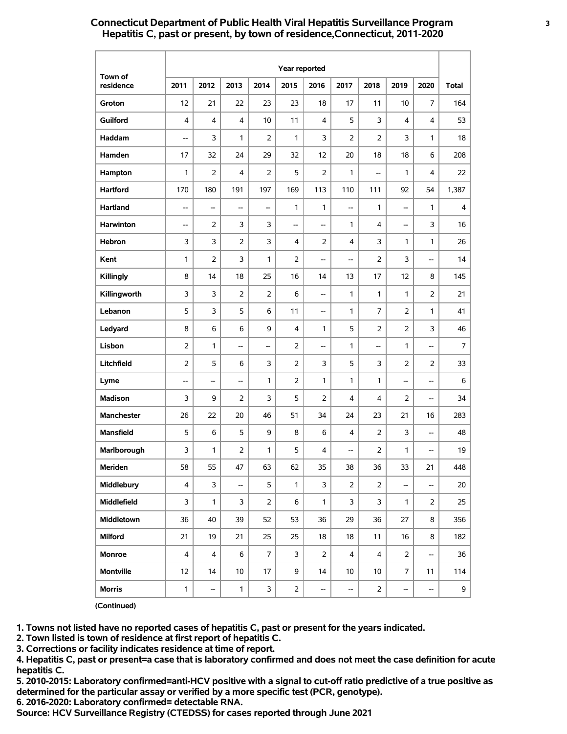## Connecticut Department of Public Health Viral Hepatitis Surveillance Program
## Hepatitis C, past or present, by town of residence,Connecticut, 2011-2020

| Town of residence | Year reported | | | | | | | | | | Total |
|---|---|---|---|---|---|---|---|---|---|---|---|
| | 2011 | 2012 | 2013 | 2014 | 2015 | 2016 | 2017 | 2018 | 2019 | 2020 | |
| **Groton** | 12 | 21 | 22 | 23 | 23 | 18 | 17 | 11 | 10 | 7 | 164 |
| **Guilford** | 4 | 4 | 4 | 10 | 11 | 4 | 5 | 3 | 4 | 4 | 53 |
| **Haddam** | -- | 3 | 1 | 2 | 1 | 3 | 2 | 2 | 3 | 1 | 18 |
| **Hamden** | 17 | 32 | 24 | 29 | 32 | 12 | 20 | 18 | 18 | 6 | 208 |
| **Hampton** | 1 | 2 | 4 | 2 | 5 | 2 | 1 | -- | 1 | 4 | 22 |
| **Hartford** | 170 | 180 | 191 | 197 | 169 | 113 | 110 | 111 | 92 | 54 | 1,387 |
| **Hartland** | -- | -- | -- | -- | 1 | 1 | -- | 1 | -- | 1 | 4 |
| **Harwinton** | -- | 2 | 3 | 3 | -- | -- | 1 | 4 | -- | 3 | 16 |
| **Hebron** | 3 | 3 | 2 | 3 | 4 | 2 | 4 | 3 | 1 | 1 | 26 |
| **Kent** | 1 | 2 | 3 | 1 | 2 | -- | -- | 2 | 3 | -- | 14 |
| **Killingly** | 8 | 14 | 18 | 25 | 16 | 14 | 13 | 17 | 12 | 8 | 145 |
| **Killingworth** | 3 | 3 | 2 | 2 | 6 | -- | 1 | 1 | 1 | 2 | 21 |
| **Lebanon** | 5 | 3 | 5 | 6 | 11 | -- | 1 | 7 | 2 | 1 | 41 |
| **Ledyard** | 8 | 6 | 6 | 9 | 4 | 1 | 5 | 2 | 2 | 3 | 46 |
| **Lisbon** | 2 | 1 | -- | -- | 2 | -- | 1 | -- | 1 | -- | 7 |
| **Litchfield** | 2 | 5 | 6 | 3 | 2 | 3 | 5 | 3 | 2 | 2 | 33 |
| **Lyme** | -- | -- | -- | 1 | 2 | 1 | 1 | 1 | -- | -- | 6 |
| **Madison** | 3 | 9 | 2 | 3 | 5 | 2 | 4 | 4 | 2 | -- | 34 |
| **Manchester** | 26 | 22 | 20 | 46 | 51 | 34 | 24 | 23 | 21 | 16 | 283 |
| **Mansfield** | 5 | 6 | 5 | 9 | 8 | 6 | 4 | 2 | 3 | -- | 48 |
| **Marlborough** | 3 | 1 | 2 | 1 | 5 | 4 | -- | 2 | 1 | -- | 19 |
| **Meriden** | 58 | 55 | 47 | 63 | 62 | 35 | 38 | 36 | 33 | 21 | 448 |
| **Middlebury** | 4 | 3 | -- | 5 | 1 | 3 | 2 | 2 | -- | -- | 20 |
| **Middlefield** | 3 | 1 | 3 | 2 | 6 | 1 | 3 | 3 | 1 | 2 | 25 |
| **Middletown** | 36 | 40 | 39 | 52 | 53 | 36 | 29 | 36 | 27 | 8 | 356 |
| **Milford** | 21 | 19 | 21 | 25 | 25 | 18 | 18 | 11 | 16 | 8 | 182 |
| **Monroe** | 4 | 4 | 6 | 7 | 3 | 2 | 4 | 4 | 2 | -- | 36 |
| **Montville** | 12 | 14 | 10 | 17 | 9 | 14 | 10 | 10 | 7 | 11 | 114 |
| **Morris** | 1 | -- | 1 | 3 | 2 | -- | -- | 2 | -- | -- | 9 |

(Continued)

**1. Towns not listed have no reported cases of hepatitis C, past or present for the years indicated.**
**2. Town listed is town of residence at first report of hepatitis C.**
**3. Corrections or facility indicates residence at time of report.**
**4. Hepatitis C, past or present=a case that is laboratory confirmed and does not meet the case definition for acute hepatitis C.**
**5. 2010-2015: Laboratory confirmed=anti-HCV positive with a signal to cut-off ratio predictive of a true positive as determined for the particular assay or verified by a more specific test (PCR, genotype).**
**6. 2016-2020: Laboratory confirmed= detectable RNA.**
**Source: HCV Surveillance Registry (CTEDSS) for cases reported through June 2021**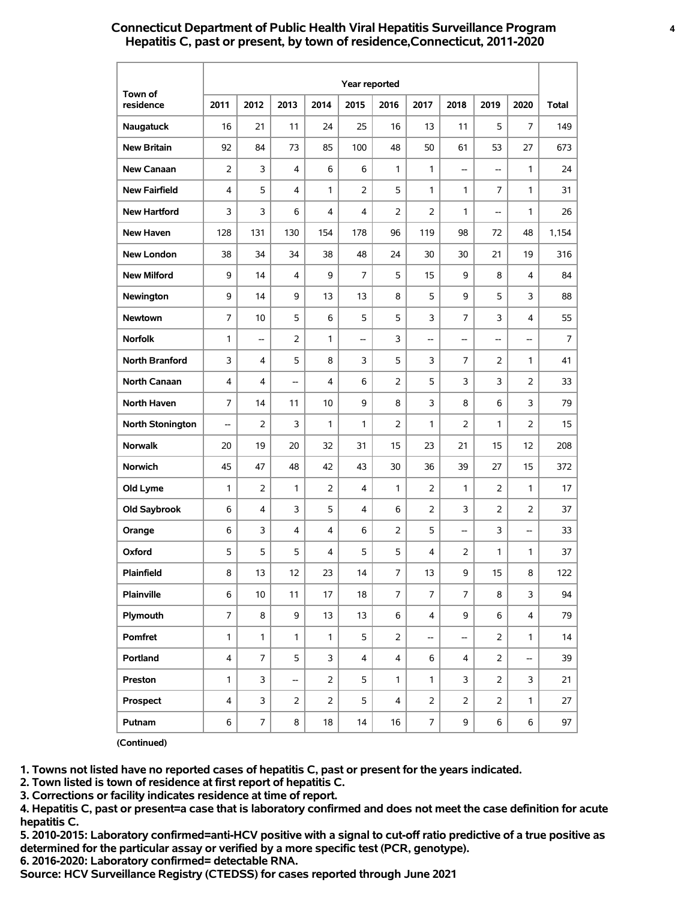**Connecticut Department of Public Health Viral Hepatitis Surveillance Program**
**Hepatitis C, past or present, by town of residence,Connecticut, 2011-2020**

| Town of residence | Year reported | | | | | | | | | | Total |
|---|---|---|---|---|---|---|---|---|---|---|---|
| | 2011 | 2012 | 2013 | 2014 | 2015 | 2016 | 2017 | 2018 | 2019 | 2020 | |
| Naugatuck | 16 | 21 | 11 | 24 | 25 | 16 | 13 | 11 | 5 | 7 | 149 |
| New Britain | 92 | 84 | 73 | 85 | 100 | 48 | 50 | 61 | 53 | 27 | 673 |
| New Canaan | 2 | 3 | 4 | 6 | 6 | 1 | 1 | -- | -- | 1 | 24 |
| New Fairfield | 4 | 5 | 4 | 1 | 2 | 5 | 1 | 1 | 7 | 1 | 31 |
| New Hartford | 3 | 3 | 6 | 4 | 4 | 2 | 2 | 1 | -- | 1 | 26 |
| New Haven | 128 | 131 | 130 | 154 | 178 | 96 | 119 | 98 | 72 | 48 | 1,154 |
| New London | 38 | 34 | 34 | 38 | 48 | 24 | 30 | 30 | 21 | 19 | 316 |
| New Milford | 9 | 14 | 4 | 9 | 7 | 5 | 15 | 9 | 8 | 4 | 84 |
| Newington | 9 | 14 | 9 | 13 | 13 | 8 | 5 | 9 | 5 | 3 | 88 |
| Newtown | 7 | 10 | 5 | 6 | 5 | 5 | 3 | 7 | 3 | 4 | 55 |
| Norfolk | 1 | -- | 2 | 1 | -- | 3 | -- | -- | -- | -- | 7 |
| North Branford | 3 | 4 | 5 | 8 | 3 | 5 | 3 | 7 | 2 | 1 | 41 |
| North Canaan | 4 | 4 | -- | 4 | 6 | 2 | 5 | 3 | 3 | 2 | 33 |
| North Haven | 7 | 14 | 11 | 10 | 9 | 8 | 3 | 8 | 6 | 3 | 79 |
| North Stonington | -- | 2 | 3 | 1 | 1 | 2 | 1 | 2 | 1 | 2 | 15 |
| Norwalk | 20 | 19 | 20 | 32 | 31 | 15 | 23 | 21 | 15 | 12 | 208 |
| Norwich | 45 | 47 | 48 | 42 | 43 | 30 | 36 | 39 | 27 | 15 | 372 |
| Old Lyme | 1 | 2 | 1 | 2 | 4 | 1 | 2 | 1 | 2 | 1 | 17 |
| Old Saybrook | 6 | 4 | 3 | 5 | 4 | 6 | 2 | 3 | 2 | 2 | 37 |
| Orange | 6 | 3 | 4 | 4 | 6 | 2 | 5 | -- | 3 | -- | 33 |
| Oxford | 5 | 5 | 5 | 4 | 5 | 5 | 4 | 2 | 1 | 1 | 37 |
| Plainfield | 8 | 13 | 12 | 23 | 14 | 7 | 13 | 9 | 15 | 8 | 122 |
| Plainville | 6 | 10 | 11 | 17 | 18 | 7 | 7 | 7 | 8 | 3 | 94 |
| Plymouth | 7 | 8 | 9 | 13 | 13 | 6 | 4 | 9 | 6 | 4 | 79 |
| Pomfret | 1 | 1 | 1 | 1 | 5 | 2 | -- | -- | 2 | 1 | 14 |
| Portland | 4 | 7 | 5 | 3 | 4 | 4 | 6 | 4 | 2 | -- | 39 |
| Preston | 1 | 3 | -- | 2 | 5 | 1 | 1 | 3 | 2 | 3 | 21 |
| Prospect | 4 | 3 | 2 | 2 | 5 | 4 | 2 | 2 | 2 | 1 | 27 |
| Putnam | 6 | 7 | 8 | 18 | 14 | 16 | 7 | 9 | 6 | 6 | 97 |

(Continued)

**1. Towns not listed have no reported cases of hepatitis C, past or present for the years indicated.**
**2. Town listed is town of residence at first report of hepatitis C.**
**3. Corrections or facility indicates residence at time of report.**
**4. Hepatitis C, past or present=a case that is laboratory confirmed and does not meet the case definition for acute hepatitis C.**
**5. 2010-2015: Laboratory confirmed=anti-HCV positive with a signal to cut-off ratio predictive of a true positive as determined for the particular assay or verified by a more specific test (PCR, genotype).**
**6. 2016-2020: Laboratory confirmed= detectable RNA.**
**Source: HCV Surveillance Registry (CTEDSS) for cases reported through June 2021**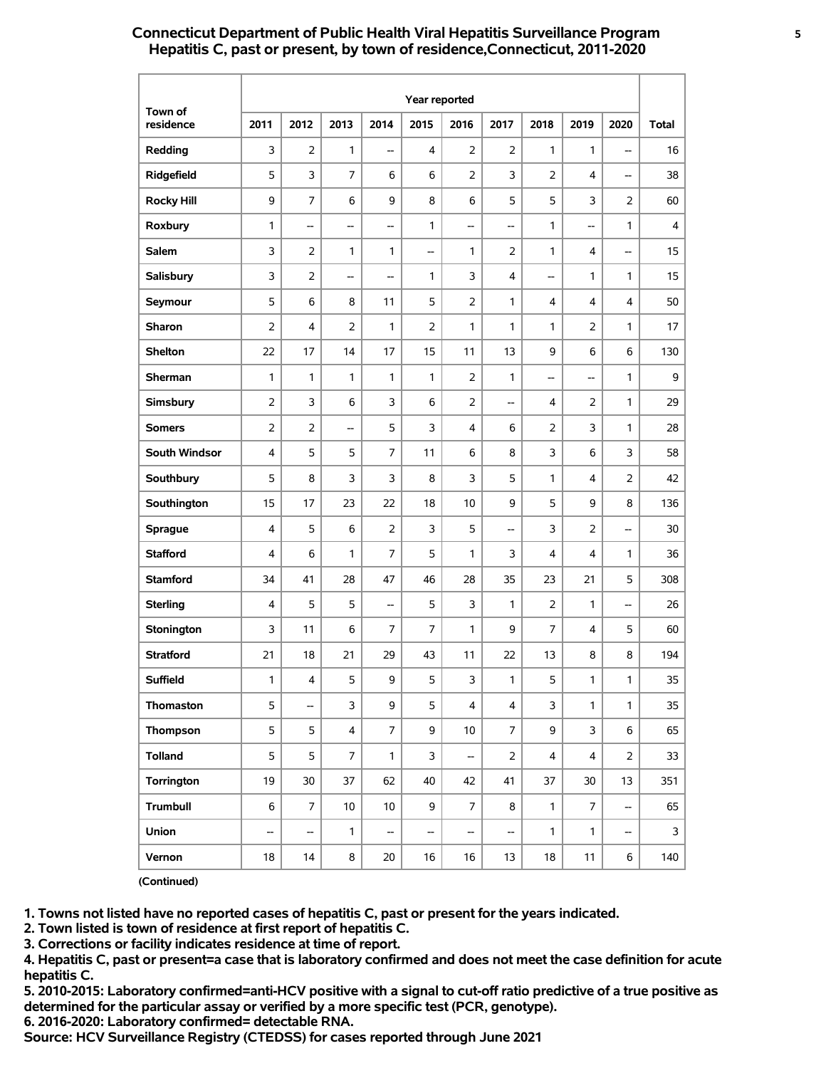## Connecticut Department of Public Health Viral Hepatitis Surveillance Program
## Hepatitis C, past or present, by town of residence,Connecticut, 2011-2020

| Town of residence | Year reported | | | | | | | | | | Total |
|---|---|---|---|---|---|---|---|---|---|---|---|
| | 2011 | 2012 | 2013 | 2014 | 2015 | 2016 | 2017 | 2018 | 2019 | 2020 | |
| **Redding** | 3 | 2 | 1 | -- | 4 | 2 | 2 | 1 | 1 | -- | 16 |
| **Ridgefield** | 5 | 3 | 7 | 6 | 6 | 2 | 3 | 2 | 4 | -- | 38 |
| **Rocky Hill** | 9 | 7 | 6 | 9 | 8 | 6 | 5 | 5 | 3 | 2 | 60 |
| **Roxbury** | 1 | -- | -- | -- | 1 | -- | -- | 1 | -- | 1 | 4 |
| **Salem** | 3 | 2 | 1 | 1 | -- | 1 | 2 | 1 | 4 | -- | 15 |
| **Salisbury** | 3 | 2 | -- | -- | 1 | 3 | 4 | -- | 1 | 1 | 15 |
| **Seymour** | 5 | 6 | 8 | 11 | 5 | 2 | 1 | 4 | 4 | 4 | 50 |
| **Sharon** | 2 | 4 | 2 | 1 | 2 | 1 | 1 | 1 | 2 | 1 | 17 |
| **Shelton** | 22 | 17 | 14 | 17 | 15 | 11 | 13 | 9 | 6 | 6 | 130 |
| **Sherman** | 1 | 1 | 1 | 1 | 1 | 2 | 1 | -- | -- | 1 | 9 |
| **Simsbury** | 2 | 3 | 6 | 3 | 6 | 2 | -- | 4 | 2 | 1 | 29 |
| **Somers** | 2 | 2 | -- | 5 | 3 | 4 | 6 | 2 | 3 | 1 | 28 |
| **South Windsor** | 4 | 5 | 5 | 7 | 11 | 6 | 8 | 3 | 6 | 3 | 58 |
| **Southbury** | 5 | 8 | 3 | 3 | 8 | 3 | 5 | 1 | 4 | 2 | 42 |
| **Southington** | 15 | 17 | 23 | 22 | 18 | 10 | 9 | 5 | 9 | 8 | 136 |
| **Sprague** | 4 | 5 | 6 | 2 | 3 | 5 | -- | 3 | 2 | -- | 30 |
| **Stafford** | 4 | 6 | 1 | 7 | 5 | 1 | 3 | 4 | 4 | 1 | 36 |
| **Stamford** | 34 | 41 | 28 | 47 | 46 | 28 | 35 | 23 | 21 | 5 | 308 |
| **Sterling** | 4 | 5 | 5 | -- | 5 | 3 | 1 | 2 | 1 | -- | 26 |
| **Stonington** | 3 | 11 | 6 | 7 | 7 | 1 | 9 | 7 | 4 | 5 | 60 |
| **Stratford** | 21 | 18 | 21 | 29 | 43 | 11 | 22 | 13 | 8 | 8 | 194 |
| **Suffield** | 1 | 4 | 5 | 9 | 5 | 3 | 1 | 5 | 1 | 1 | 35 |
| **Thomaston** | 5 | -- | 3 | 9 | 5 | 4 | 4 | 3 | 1 | 1 | 35 |
| **Thompson** | 5 | 5 | 4 | 7 | 9 | 10 | 7 | 9 | 3 | 6 | 65 |
| **Tolland** | 5 | 5 | 7 | 1 | 3 | -- | 2 | 4 | 4 | 2 | 33 |
| **Torrington** | 19 | 30 | 37 | 62 | 40 | 42 | 41 | 37 | 30 | 13 | 351 |
| **Trumbull** | 6 | 7 | 10 | 10 | 9 | 7 | 8 | 1 | 7 | -- | 65 |
| **Union** | -- | -- | 1 | -- | -- | -- | -- | 1 | 1 | -- | 3 |
| **Vernon** | 18 | 14 | 8 | 20 | 16 | 16 | 13 | 18 | 11 | 6 | 140 |

(Continued)

**1. Towns not listed have no reported cases of hepatitis C, past or present for the years indicated.**
**2. Town listed is town of residence at first report of hepatitis C.**
**3. Corrections or facility indicates residence at time of report.**
**4. Hepatitis C, past or present=a case that is laboratory confirmed and does not meet the case definition for acute hepatitis C.**
**5. 2010-2015: Laboratory confirmed=anti-HCV positive with a signal to cut-off ratio predictive of a true positive as determined for the particular assay or verified by a more specific test (PCR, genotype).**
**6. 2016-2020: Laboratory confirmed= detectable RNA.**
**Source: HCV Surveillance Registry (CTEDSS) for cases reported through June 2021**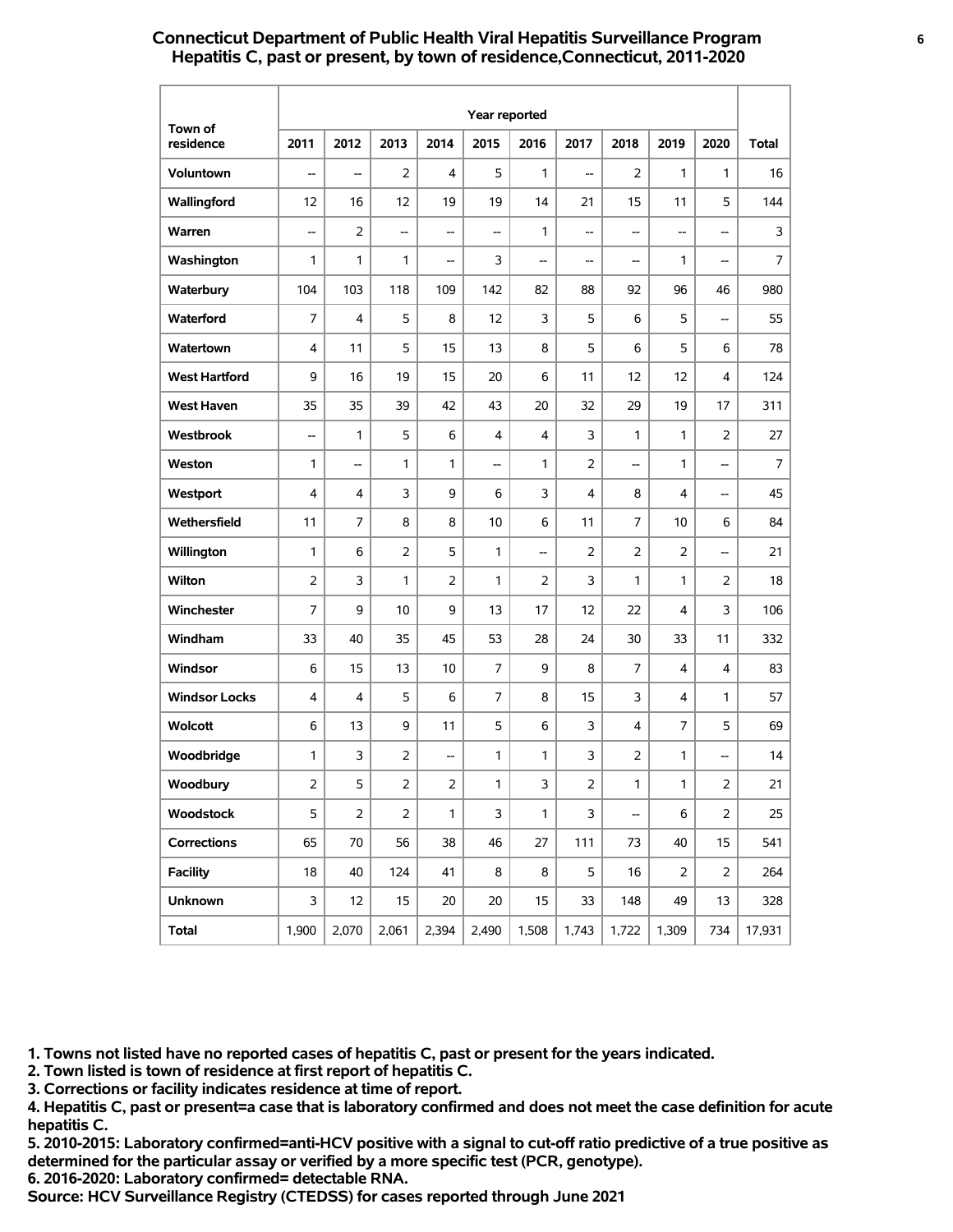**Connecticut Department of Public Health Viral Hepatitis Surveillance Program**
**Hepatitis C, past or present, by town of residence,Connecticut, 2011-2020**

| Town of residence | Year reported | | | | | | | | | | Total |
|---|---|---|---|---|---|---|---|---|---|---|---|
| | 2011 | 2012 | 2013 | 2014 | 2015 | 2016 | 2017 | 2018 | 2019 | 2020 | |
| Voluntown | -- | -- | 2 | 4 | 5 | 1 | -- | 2 | 1 | 1 | 16 |
| Wallingford | 12 | 16 | 12 | 19 | 19 | 14 | 21 | 15 | 11 | 5 | 144 |
| Warren | -- | 2 | -- | -- | -- | 1 | -- | -- | -- | -- | 3 |
| Washington | 1 | 1 | 1 | -- | 3 | -- | -- | -- | 1 | -- | 7 |
| Waterbury | 104 | 103 | 118 | 109 | 142 | 82 | 88 | 92 | 96 | 46 | 980 |
| Waterford | 7 | 4 | 5 | 8 | 12 | 3 | 5 | 6 | 5 | -- | 55 |
| Watertown | 4 | 11 | 5 | 15 | 13 | 8 | 5 | 6 | 5 | 6 | 78 |
| West Hartford | 9 | 16 | 19 | 15 | 20 | 6 | 11 | 12 | 12 | 4 | 124 |
| West Haven | 35 | 35 | 39 | 42 | 43 | 20 | 32 | 29 | 19 | 17 | 311 |
| Westbrook | -- | 1 | 5 | 6 | 4 | 4 | 3 | 1 | 1 | 2 | 27 |
| Weston | 1 | -- | 1 | 1 | -- | 1 | 2 | -- | 1 | -- | 7 |
| Westport | 4 | 4 | 3 | 9 | 6 | 3 | 4 | 8 | 4 | -- | 45 |
| Wethersfield | 11 | 7 | 8 | 8 | 10 | 6 | 11 | 7 | 10 | 6 | 84 |
| Willington | 1 | 6 | 2 | 5 | 1 | -- | 2 | 2 | 2 | -- | 21 |
| Wilton | 2 | 3 | 1 | 2 | 1 | 2 | 3 | 1 | 1 | 2 | 18 |
| Winchester | 7 | 9 | 10 | 9 | 13 | 17 | 12 | 22 | 4 | 3 | 106 |
| Windham | 33 | 40 | 35 | 45 | 53 | 28 | 24 | 30 | 33 | 11 | 332 |
| Windsor | 6 | 15 | 13 | 10 | 7 | 9 | 8 | 7 | 4 | 4 | 83 |
| Windsor Locks | 4 | 4 | 5 | 6 | 7 | 8 | 15 | 3 | 4 | 1 | 57 |
| Wolcott | 6 | 13 | 9 | 11 | 5 | 6 | 3 | 4 | 7 | 5 | 69 |
| Woodbridge | 1 | 3 | 2 | -- | 1 | 1 | 3 | 2 | 1 | -- | 14 |
| Woodbury | 2 | 5 | 2 | 2 | 1 | 3 | 2 | 1 | 1 | 2 | 21 |
| Woodstock | 5 | 2 | 2 | 1 | 3 | 1 | 3 | -- | 6 | 2 | 25 |
| Corrections | 65 | 70 | 56 | 38 | 46 | 27 | 111 | 73 | 40 | 15 | 541 |
| Facility | 18 | 40 | 124 | 41 | 8 | 8 | 5 | 16 | 2 | 2 | 264 |
| Unknown | 3 | 12 | 15 | 20 | 20 | 15 | 33 | 148 | 49 | 13 | 328 |
| Total | 1,900 | 2,070 | 2,061 | 2,394 | 2,490 | 1,508 | 1,743 | 1,722 | 1,309 | 734 | 17,931 |

**1. Towns not listed have no reported cases of hepatitis C, past or present for the years indicated.**
**2. Town listed is town of residence at first report of hepatitis C.**
**3. Corrections or facility indicates residence at time of report.**
**4. Hepatitis C, past or present=a case that is laboratory confirmed and does not meet the case definition for acute hepatitis C.**
**5. 2010-2015: Laboratory confirmed=anti-HCV positive with a signal to cut-off ratio predictive of a true positive as determined for the particular assay or verified by a more specific test (PCR, genotype).**
**6. 2016-2020: Laboratory confirmed= detectable RNA.**
**Source: HCV Surveillance Registry (CTEDSS) for cases reported through June 2021**